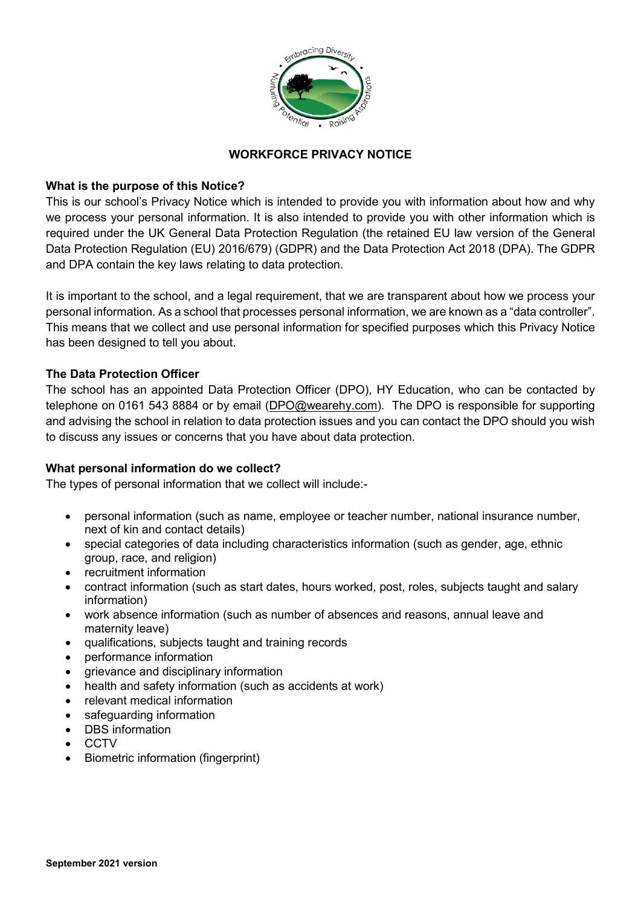# WORKFORCE PRIVACY NOTICE

**What is the purpose of this Notice?**

This is our school's Privacy Notice which is intended to provide you with information about how and why we process your personal information. It is also intended to provide you with other information which is required under the UK General Data Protection Regulation (the retained EU law version of the General Data Protection Regulation (EU) 2016/679) (GDPR) and the Data Protection Act 2018 (DPA). The GDPR and DPA contain the key laws relating to data protection.

It is important to the school, and a legal requirement, that we are transparent about how we process your personal information. As a school that processes personal information, we are known as a "data controller". This means that we collect and use personal information for specified purposes which this Privacy Notice has been designed to tell you about.

**The Data Protection Officer**

The school has an appointed Data Protection Officer (DPO), HY Education, who can be contacted by telephone on 0161 543 8884 or by email (DPO@wearehy.com). The DPO is responsible for supporting and advising the school in relation to data protection issues and you can contact the DPO should you wish to discuss any issues or concerns that you have about data protection.

**What personal information do we collect?**

The types of personal information that we collect will include:-

- personal information (such as name, employee or teacher number, national insurance number, next of kin and contact details)
- special categories of data including characteristics information (such as gender, age, ethnic group, race, and religion)
- recruitment information
- contract information (such as start dates, hours worked, post, roles, subjects taught and salary information)
- work absence information (such as number of absences and reasons, annual leave and maternity leave)
- qualifications, subjects taught and training records
- performance information
- grievance and disciplinary information
- health and safety information (such as accidents at work)
- relevant medical information
- safeguarding information
- DBS information
- CCTV
- Biometric information (fingerprint)

**September 2021 version**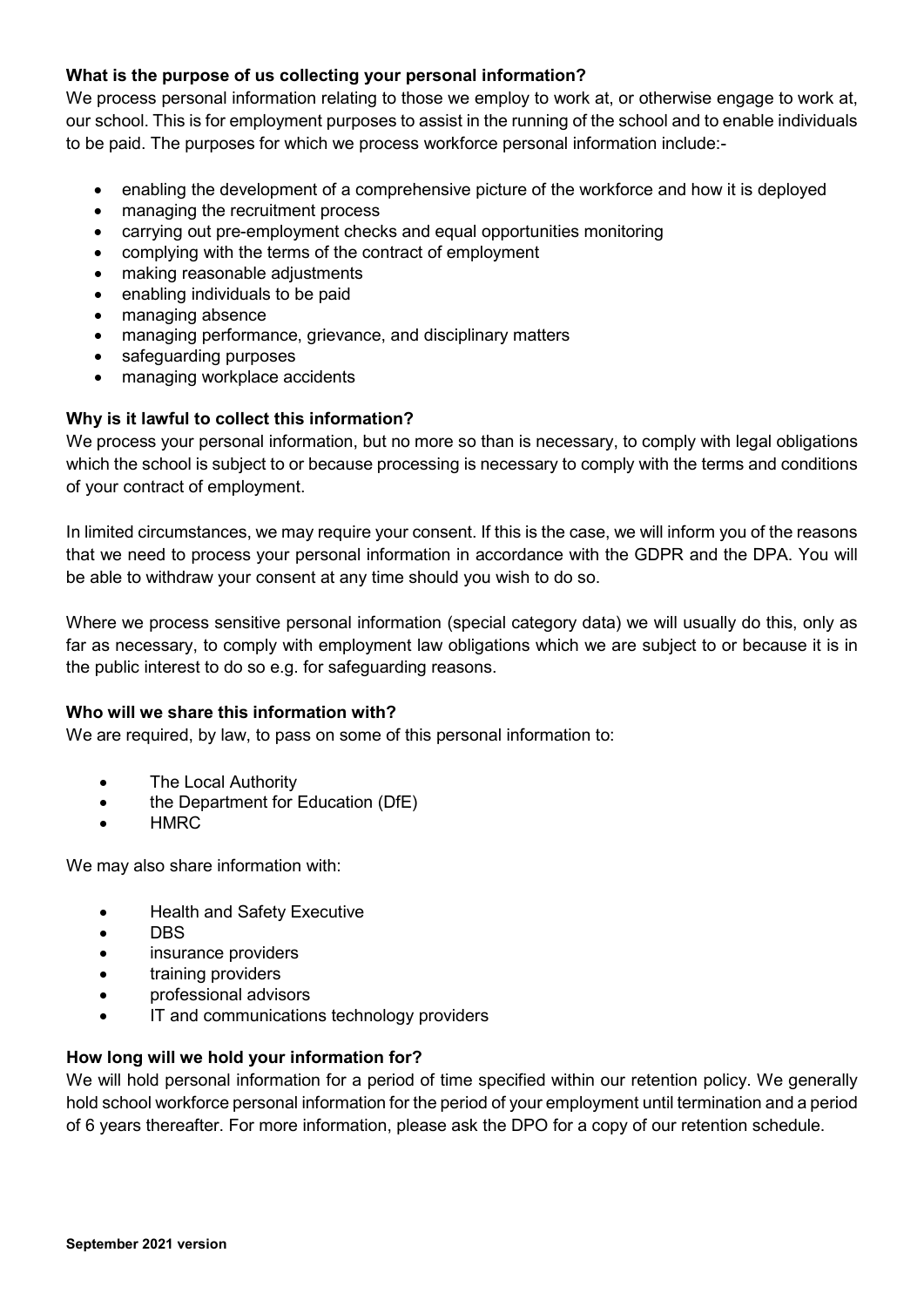**What is the purpose of us collecting your personal information?**

We process personal information relating to those we employ to work at, or otherwise engage to work at, our school. This is for employment purposes to assist in the running of the school and to enable individuals to be paid. The purposes for which we process workforce personal information include:-

- enabling the development of a comprehensive picture of the workforce and how it is deployed
- managing the recruitment process
- carrying out pre-employment checks and equal opportunities monitoring
- complying with the terms of the contract of employment
- making reasonable adjustments
- enabling individuals to be paid
- managing absence
- managing performance, grievance, and disciplinary matters
- safeguarding purposes
- managing workplace accidents

**Why is it lawful to collect this information?**

We process your personal information, but no more so than is necessary, to comply with legal obligations which the school is subject to or because processing is necessary to comply with the terms and conditions of your contract of employment.

In limited circumstances, we may require your consent. If this is the case, we will inform you of the reasons that we need to process your personal information in accordance with the GDPR and the DPA. You will be able to withdraw your consent at any time should you wish to do so.

Where we process sensitive personal information (special category data) we will usually do this, only as far as necessary, to comply with employment law obligations which we are subject to or because it is in the public interest to do so e.g. for safeguarding reasons.

**Who will we share this information with?**

We are required, by law, to pass on some of this personal information to:

- The Local Authority
- the Department for Education (DfE)
- HMRC

We may also share information with:

- Health and Safety Executive
- DBS
- insurance providers
- training providers
- professional advisors
- IT and communications technology providers

**How long will we hold your information for?**

We will hold personal information for a period of time specified within our retention policy. We generally hold school workforce personal information for the period of your employment until termination and a period of 6 years thereafter. For more information, please ask the DPO for a copy of our retention schedule.

**September 2021 version**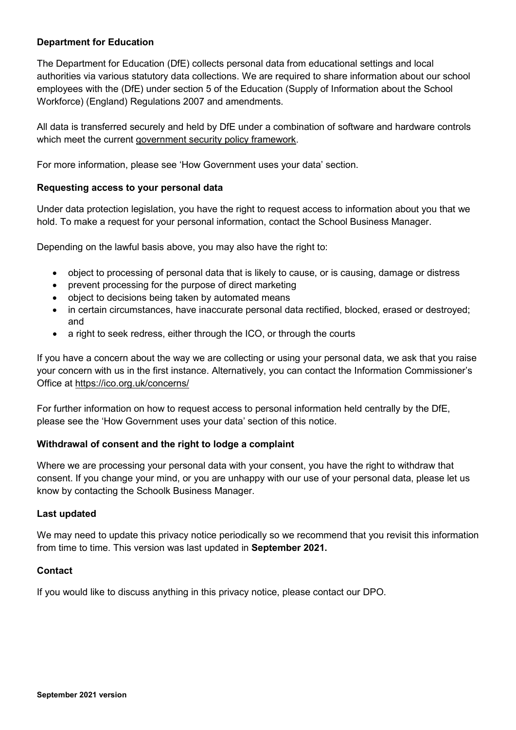**Department for Education**

The Department for Education (DfE) collects personal data from educational settings and local authorities via various statutory data collections. We are required to share information about our school employees with the (DfE) under section 5 of the Education (Supply of Information about the School Workforce) (England) Regulations 2007 and amendments.

All data is transferred securely and held by DfE under a combination of software and hardware controls which meet the current government security policy framework.

For more information, please see 'How Government uses your data' section.

**Requesting access to your personal data**

Under data protection legislation, you have the right to request access to information about you that we hold. To make a request for your personal information, contact the School Business Manager.

Depending on the lawful basis above, you may also have the right to:

- object to processing of personal data that is likely to cause, or is causing, damage or distress
- prevent processing for the purpose of direct marketing
- object to decisions being taken by automated means
- in certain circumstances, have inaccurate personal data rectified, blocked, erased or destroyed; and
- a right to seek redress, either through the ICO, or through the courts

If you have a concern about the way we are collecting or using your personal data, we ask that you raise your concern with us in the first instance. Alternatively, you can contact the Information Commissioner's Office at https://ico.org.uk/concerns/

For further information on how to request access to personal information held centrally by the DfE, please see the 'How Government uses your data' section of this notice.

**Withdrawal of consent and the right to lodge a complaint**

Where we are processing your personal data with your consent, you have the right to withdraw that consent. If you change your mind, or you are unhappy with our use of your personal data, please let us know by contacting the Schoolk Business Manager.

**Last updated**

We may need to update this privacy notice periodically so we recommend that you revisit this information from time to time. This version was last updated in **September 2021.**

**Contact**

If you would like to discuss anything in this privacy notice, please contact our DPO.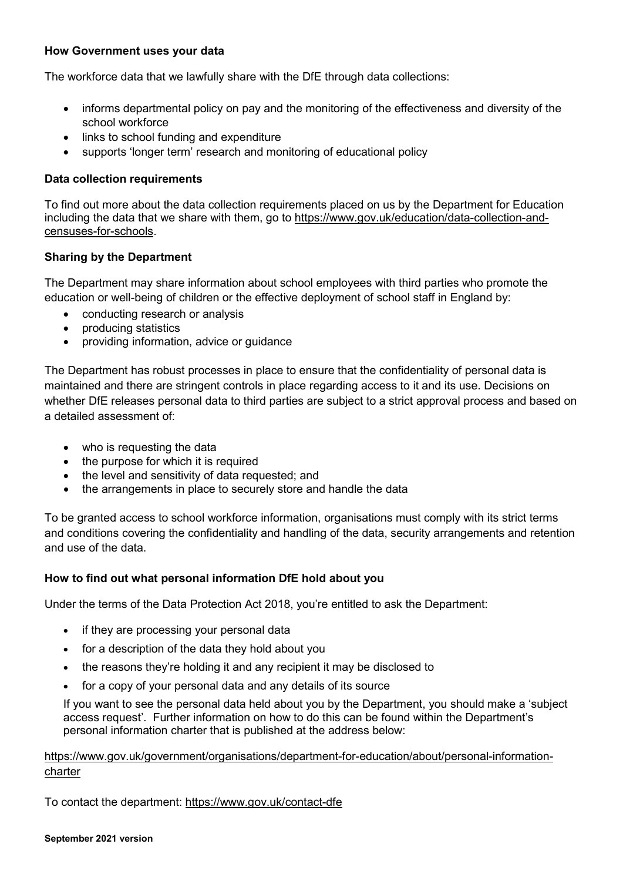**How Government uses your data**

The workforce data that we lawfully share with the DfE through data collections:

- informs departmental policy on pay and the monitoring of the effectiveness and diversity of the school workforce
- links to school funding and expenditure
- supports 'longer term' research and monitoring of educational policy

**Data collection requirements**

To find out more about the data collection requirements placed on us by the Department for Education including the data that we share with them, go to https://www.gov.uk/education/data-collection-and-censuses-for-schools.

**Sharing by the Department**

The Department may share information about school employees with third parties who promote the education or well-being of children or the effective deployment of school staff in England by:

- conducting research or analysis
- producing statistics
- providing information, advice or guidance

The Department has robust processes in place to ensure that the confidentiality of personal data is maintained and there are stringent controls in place regarding access to it and its use. Decisions on whether DfE releases personal data to third parties are subject to a strict approval process and based on a detailed assessment of:

- who is requesting the data
- the purpose for which it is required
- the level and sensitivity of data requested; and
- the arrangements in place to securely store and handle the data

To be granted access to school workforce information, organisations must comply with its strict terms and conditions covering the confidentiality and handling of the data, security arrangements and retention and use of the data.

**How to find out what personal information DfE hold about you**

Under the terms of the Data Protection Act 2018, you're entitled to ask the Department:

- if they are processing your personal data
- for a description of the data they hold about you
- the reasons they're holding it and any recipient it may be disclosed to
- for a copy of your personal data and any details of its source

If you want to see the personal data held about you by the Department, you should make a 'subject access request'. Further information on how to do this can be found within the Department's personal information charter that is published at the address below:

https://www.gov.uk/government/organisations/department-for-education/about/personal-information-charter

To contact the department: https://www.gov.uk/contact-dfe

**September 2021 version**